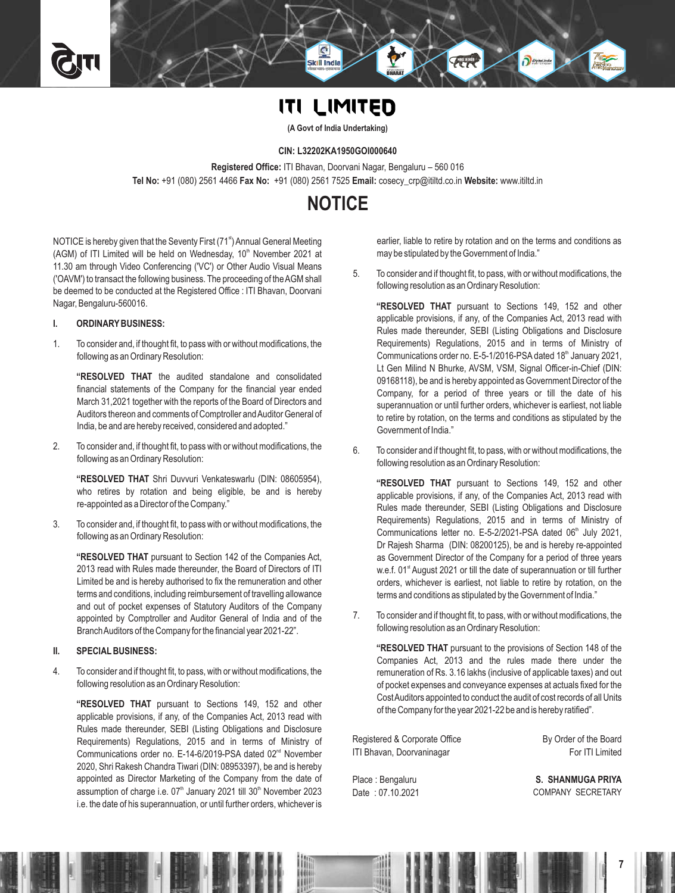# ITI LIMITED

**(A Govt of India Undertaking)**

**CIN: L32202KA1950GOI000640**

**Registered Office:** ITI Bhavan, Doorvani Nagar, Bengaluru – 560 016

**Tel No:** +91 (080) 2561 4466 **Fax No:** +91 (080) 2561 7525 **Email:** cosecy_crp@itiltd.co.in **Website:** www.itiltd.in

# NOTICE

NOTICE is hereby given that the Seventy First (71st) Annual General Meeting (AGM) of ITI Limited will be held on Wednesday, 10th November 2021 at 11.30 am through Video Conferencing ('VC') or Other Audio Visual Means ('OAVM') to transact the following business. The proceeding of the AGM shall be deemed to be conducted at the Registered Office : ITI Bhavan, Doorvani Nagar, Bengaluru-560016.

## I. ORDINARY BUSINESS:

1. To consider and, if thought fit, to pass with or without modifications, the following as an Ordinary Resolution:

   **"RESOLVED THAT** the audited standalone and consolidated financial statements of the Company for the financial year ended March 31,2021 together with the reports of the Board of Directors and Auditors thereon and comments of Comptroller and Auditor General of India, be and are hereby received, considered and adopted."

2. To consider and, if thought fit, to pass with or without modifications, the following as an Ordinary Resolution:

   **"RESOLVED THAT** Shri Duvvuri Venkateswarlu (DIN: 08605954), who retires by rotation and being eligible, be and is hereby re-appointed as a Director of the Company."

3. To consider and, if thought fit, to pass with or without modifications, the following as an Ordinary Resolution:

   **"RESOLVED THAT** pursuant to Section 142 of the Companies Act, 2013 read with Rules made thereunder, the Board of Directors of ITI Limited be and is hereby authorised to fix the remuneration and other terms and conditions, including reimbursement of travelling allowance and out of pocket expenses of Statutory Auditors of the Company appointed by Comptroller and Auditor General of India and of the Branch Auditors of the Company for the financial year 2021-22".

## II. SPECIAL BUSINESS:

4. To consider and if thought fit, to pass, with or without modifications, the following resolution as an Ordinary Resolution:

   **"RESOLVED THAT** pursuant to Sections 149, 152 and other applicable provisions, if any, of the Companies Act, 2013 read with Rules made thereunder, SEBI (Listing Obligations and Disclosure Requirements) Regulations, 2015 and in terms of Ministry of Communications order no. E-14-6/2019-PSA dated 02nd November 2020, Shri Rakesh Chandra Tiwari (DIN: 08953397), be and is hereby appointed as Director Marketing of the Company from the date of assumption of charge i.e. 07th January 2021 till 30th November 2023 i.e. the date of his superannuation, or until further orders, whichever is earlier, liable to retire by rotation and on the terms and conditions as may be stipulated by the Government of India."

5. To consider and if thought fit, to pass, with or without modifications, the following resolution as an Ordinary Resolution:

   **"RESOLVED THAT** pursuant to Sections 149, 152 and other applicable provisions, if any, of the Companies Act, 2013 read with Rules made thereunder, SEBI (Listing Obligations and Disclosure Requirements) Regulations, 2015 and in terms of Ministry of Communications order no. E-5-1/2016-PSA dated 18th January 2021, Lt Gen Milind N Bhurke, AVSM, VSM, Signal Officer-in-Chief (DIN: 09168118), be and is hereby appointed as Government Director of the Company, for a period of three years or till the date of his superannuation or until further orders, whichever is earliest, not liable to retire by rotation, on the terms and conditions as stipulated by the Government of India."

6. To consider and if thought fit, to pass, with or without modifications, the following resolution as an Ordinary Resolution:

   **"RESOLVED THAT** pursuant to Sections 149, 152 and other applicable provisions, if any, of the Companies Act, 2013 read with Rules made thereunder, SEBI (Listing Obligations and Disclosure Requirements) Regulations, 2015 and in terms of Ministry of Communications letter no. E-5-2/2021-PSA dated 06th July 2021, Dr Rajesh Sharma (DIN: 08200125), be and is hereby re-appointed as Government Director of the Company for a period of three years w.e.f. 01st August 2021 or till the date of superannuation or till further orders, whichever is earliest, not liable to retire by rotation, on the terms and conditions as stipulated by the Government of India."

7. To consider and if thought fit, to pass, with or without modifications, the following resolution as an Ordinary Resolution:

   **"RESOLVED THAT** pursuant to the provisions of Section 148 of the Companies Act, 2013 and the rules made there under the remuneration of Rs. 3.16 lakhs (inclusive of applicable taxes) and out of pocket expenses and conveyance expenses at actuals fixed for the Cost Auditors appointed to conduct the audit of cost records of all Units of the Company for the year 2021-22 be and is hereby ratified".

Registered & Corporate Office
ITI Bhavan, Doorvaninagar

By Order of the Board
For ITI Limited

Place : Bengaluru
Date : 07.10.2021

**S. SHANMUGA PRIYA**
COMPANY SECRETARY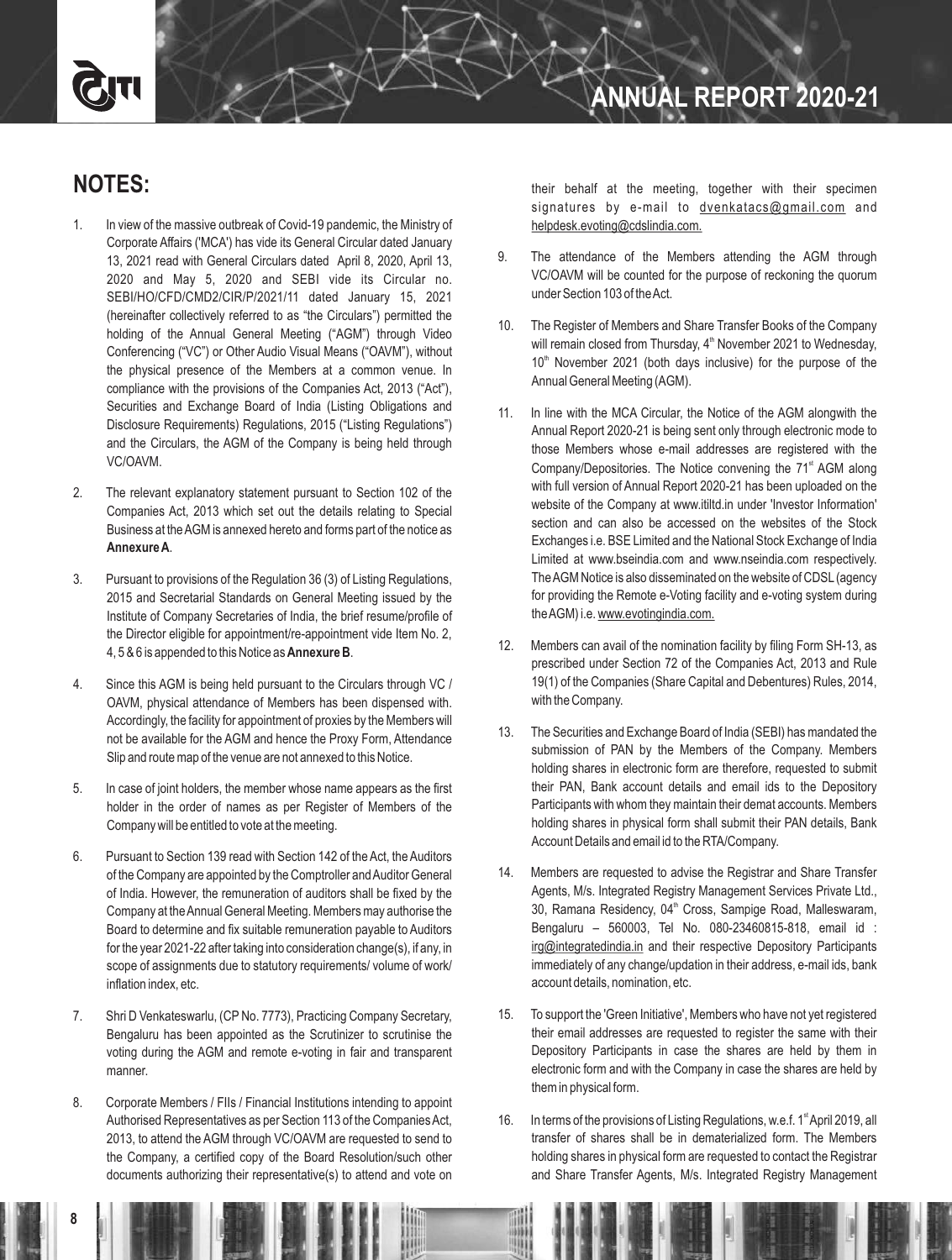## NOTES:

1. In view of the massive outbreak of Covid-19 pandemic, the Ministry of Corporate Affairs ('MCA') has vide its General Circular dated January 13, 2021 read with General Circulars dated April 8, 2020, April 13, 2020 and May 5, 2020 and SEBI vide its Circular no. SEBI/HO/CFD/CMD2/CIR/P/2021/11 dated January 15, 2021 (hereinafter collectively referred to as "the Circulars") permitted the holding of the Annual General Meeting ("AGM") through Video Conferencing ("VC") or Other Audio Visual Means ("OAVM"), without the physical presence of the Members at a common venue. In compliance with the provisions of the Companies Act, 2013 ("Act"), Securities and Exchange Board of India (Listing Obligations and Disclosure Requirements) Regulations, 2015 ("Listing Regulations") and the Circulars, the AGM of the Company is being held through VC/OAVM.

2. The relevant explanatory statement pursuant to Section 102 of the Companies Act, 2013 which set out the details relating to Special Business at the AGM is annexed hereto and forms part of the notice as **Annexure A**.

3. Pursuant to provisions of the Regulation 36 (3) of Listing Regulations, 2015 and Secretarial Standards on General Meeting issued by the Institute of Company Secretaries of India, the brief resume/profile of the Director eligible for appointment/re-appointment vide Item No. 2, 4, 5 & 6 is appended to this Notice as **Annexure B**.

4. Since this AGM is being held pursuant to the Circulars through VC / OAVM, physical attendance of Members has been dispensed with. Accordingly, the facility for appointment of proxies by the Members will not be available for the AGM and hence the Proxy Form, Attendance Slip and route map of the venue are not annexed to this Notice.

5. In case of joint holders, the member whose name appears as the first holder in the order of names as per Register of Members of the Company will be entitled to vote at the meeting.

6. Pursuant to Section 139 read with Section 142 of the Act, the Auditors of the Company are appointed by the Comptroller and Auditor General of India. However, the remuneration of auditors shall be fixed by the Company at the Annual General Meeting. Members may authorise the Board to determine and fix suitable remuneration payable to Auditors for the year 2021-22 after taking into consideration change(s), if any, in scope of assignments due to statutory requirements/ volume of work/ inflation index, etc.

7. Shri D Venkateswarlu, (CP No. 7773), Practicing Company Secretary, Bengaluru has been appointed as the Scrutinizer to scrutinise the voting during the AGM and remote e-voting in fair and transparent manner.

8. Corporate Members / FIIs / Financial Institutions intending to appoint Authorised Representatives as per Section 113 of the Companies Act, 2013, to attend the AGM through VC/OAVM are requested to send to the Company, a certified copy of the Board Resolution/such other documents authorizing their representative(s) to attend and vote on their behalf at the meeting, together with their specimen signatures by e-mail to dvenkatacs@gmail.com and helpdesk.evoting@cdslindia.com.

9. The attendance of the Members attending the AGM through VC/OAVM will be counted for the purpose of reckoning the quorum under Section 103 of the Act.

10. The Register of Members and Share Transfer Books of the Company will remain closed from Thursday, 4th November 2021 to Wednesday, 10th November 2021 (both days inclusive) for the purpose of the Annual General Meeting (AGM).

11. In line with the MCA Circular, the Notice of the AGM alongwith the Annual Report 2020-21 is being sent only through electronic mode to those Members whose e-mail addresses are registered with the Company/Depositories. The Notice convening the 71st AGM along with full version of Annual Report 2020-21 has been uploaded on the website of the Company at www.itiltd.in under 'Investor Information' section and can also be accessed on the websites of the Stock Exchanges i.e. BSE Limited and the National Stock Exchange of India Limited at www.bseindia.com and www.nseindia.com respectively. The AGM Notice is also disseminated on the website of CDSL (agency for providing the Remote e-Voting facility and e-voting system during the AGM) i.e. www.evotingindia.com.

12. Members can avail of the nomination facility by filing Form SH-13, as prescribed under Section 72 of the Companies Act, 2013 and Rule 19(1) of the Companies (Share Capital and Debentures) Rules, 2014, with the Company.

13. The Securities and Exchange Board of India (SEBI) has mandated the submission of PAN by the Members of the Company. Members holding shares in electronic form are therefore, requested to submit their PAN, Bank account details and email ids to the Depository Participants with whom they maintain their demat accounts. Members holding shares in physical form shall submit their PAN details, Bank Account Details and email id to the RTA/Company.

14. Members are requested to advise the Registrar and Share Transfer Agents, M/s. Integrated Registry Management Services Private Ltd., 30, Ramana Residency, 04th Cross, Sampige Road, Malleswaram, Bengaluru – 560003, Tel No. 080-23460815-818, email id : irg@integratedindia.in and their respective Depository Participants immediately of any change/updation in their address, e-mail ids, bank account details, nomination, etc.

15. To support the 'Green Initiative', Members who have not yet registered their email addresses are requested to register the same with their Depository Participants in case the shares are held by them in electronic form and with the Company in case the shares are held by them in physical form.

16. In terms of the provisions of Listing Regulations, w.e.f. 1st April 2019, all transfer of shares shall be in dematerialized form. The Members holding shares in physical form are requested to contact the Registrar and Share Transfer Agents, M/s. Integrated Registry Management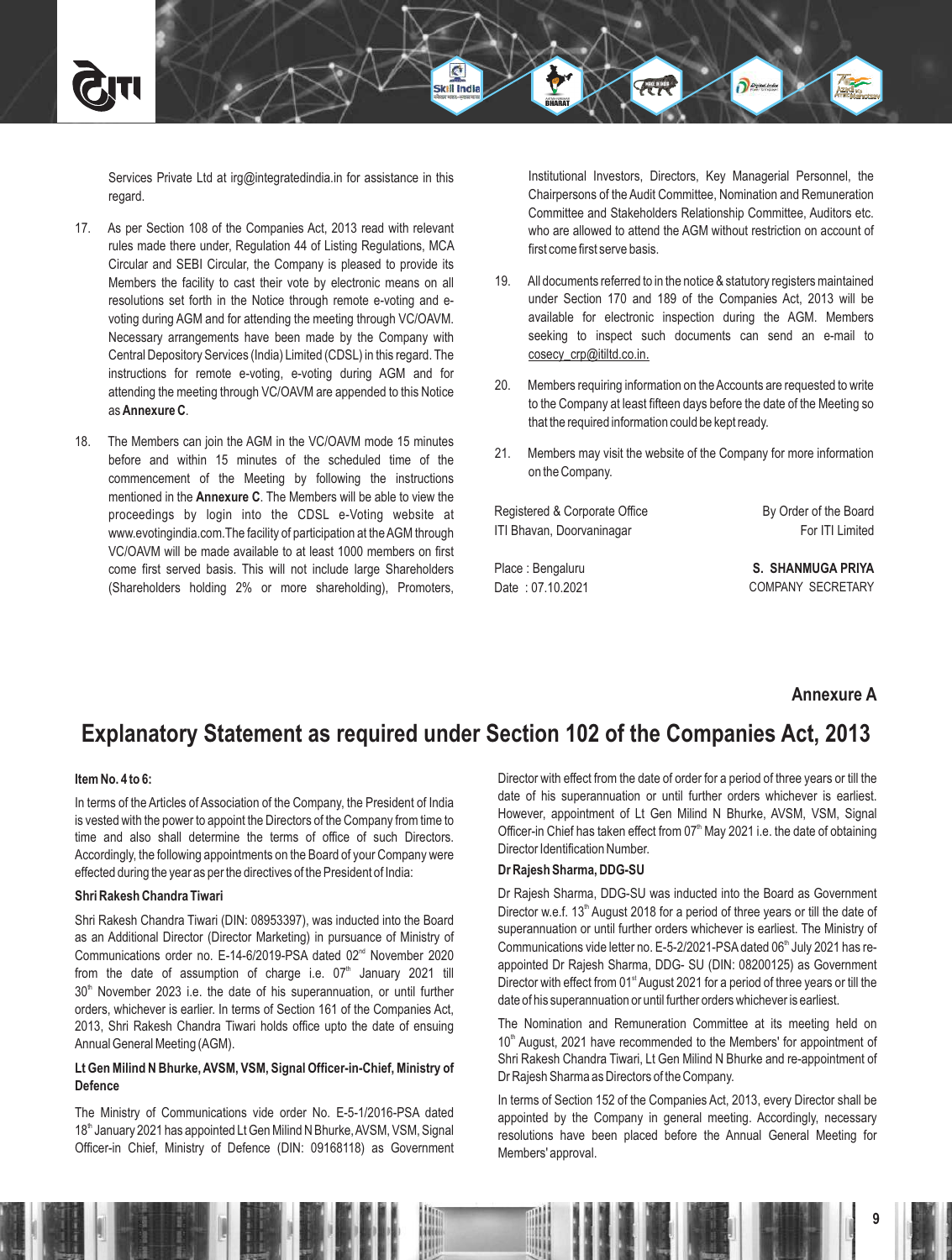Services Private Ltd at irg@integratedindia.in for assistance in this regard.

17. As per Section 108 of the Companies Act, 2013 read with relevant rules made there under, Regulation 44 of Listing Regulations, MCA Circular and SEBI Circular, the Company is pleased to provide its Members the facility to cast their vote by electronic means on all resolutions set forth in the Notice through remote e-voting and e-voting during AGM and for attending the meeting through VC/OAVM. Necessary arrangements have been made by the Company with Central Depository Services (India) Limited (CDSL) in this regard. The instructions for remote e-voting, e-voting during AGM and for attending the meeting through VC/OAVM are appended to this Notice as **Annexure C**.

18. The Members can join the AGM in the VC/OAVM mode 15 minutes before and within 15 minutes of the scheduled time of the commencement of the Meeting by following the instructions mentioned in the **Annexure C**. The Members will be able to view the proceedings by login into the CDSL e-Voting website at www.evotingindia.com.The facility of participation at the AGM through VC/OAVM will be made available to at least 1000 members on first come first served basis. This will not include large Shareholders (Shareholders holding 2% or more shareholding), Promoters, Institutional Investors, Directors, Key Managerial Personnel, the Chairpersons of the Audit Committee, Nomination and Remuneration Committee and Stakeholders Relationship Committee, Auditors etc. who are allowed to attend the AGM without restriction on account of first come first serve basis.

19. All documents referred to in the notice & statutory registers maintained under Section 170 and 189 of the Companies Act, 2013 will be available for electronic inspection during the AGM. Members seeking to inspect such documents can send an e-mail to cosecy_crp@itiltd.co.in.

20. Members requiring information on the Accounts are requested to write to the Company at least fifteen days before the date of the Meeting so that the required information could be kept ready.

21. Members may visit the website of the Company for more information on the Company.

Registered & Corporate Office
ITI Bhavan, Doorvaninagar

By Order of the Board
For ITI Limited

Place : Bengaluru
Date : 07.10.2021

**S. SHANMUGA PRIYA**
COMPANY SECRETARY

**Annexure A**

# Explanatory Statement as required under Section 102 of the Companies Act, 2013

**Item No. 4 to 6:**

In terms of the Articles of Association of the Company, the President of India is vested with the power to appoint the Directors of the Company from time to time and also shall determine the terms of office of such Directors. Accordingly, the following appointments on the Board of your Company were effected during the year as per the directives of the President of India:

**Shri Rakesh Chandra Tiwari**

Shri Rakesh Chandra Tiwari (DIN: 08953397), was inducted into the Board as an Additional Director (Director Marketing) in pursuance of Ministry of Communications order no. E-14-6/2019-PSA dated 02nd November 2020 from the date of assumption of charge i.e. 07th January 2021 till 30th November 2023 i.e. the date of his superannuation, or until further orders, whichever is earlier. In terms of Section 161 of the Companies Act, 2013, Shri Rakesh Chandra Tiwari holds office upto the date of ensuing Annual General Meeting (AGM).

**Lt Gen Milind N Bhurke, AVSM, VSM, Signal Officer-in-Chief, Ministry of Defence**

The Ministry of Communications vide order No. E-5-1/2016-PSA dated 18th January 2021 has appointed Lt Gen Milind N Bhurke, AVSM, VSM, Signal Officer-in Chief, Ministry of Defence (DIN: 09168118) as Government Director with effect from the date of order for a period of three years or till the date of his superannuation or until further orders whichever is earliest. However, appointment of Lt Gen Milind N Bhurke, AVSM, VSM, Signal Officer-in Chief has taken effect from 07th May 2021 i.e. the date of obtaining Director Identification Number.

**Dr Rajesh Sharma, DDG-SU**

Dr Rajesh Sharma, DDG-SU was inducted into the Board as Government Director w.e.f. 13th August 2018 for a period of three years or till the date of superannuation or until further orders whichever is earliest. The Ministry of Communications vide letter no. E-5-2/2021-PSA dated 06th July 2021 has re-appointed Dr Rajesh Sharma, DDG- SU (DIN: 08200125) as Government Director with effect from 01st August 2021 for a period of three years or till the date of his superannuation or until further orders whichever is earliest.

The Nomination and Remuneration Committee at its meeting held on 10th August, 2021 have recommended to the Members' for appointment of Shri Rakesh Chandra Tiwari, Lt Gen Milind N Bhurke and re-appointment of Dr Rajesh Sharma as Directors of the Company.

In terms of Section 152 of the Companies Act, 2013, every Director shall be appointed by the Company in general meeting. Accordingly, necessary resolutions have been placed before the Annual General Meeting for Members' approval.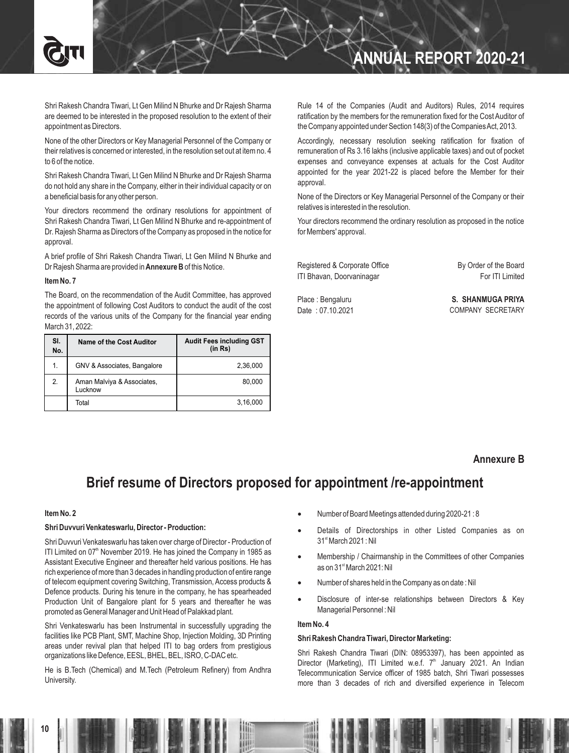Shri Rakesh Chandra Tiwari, Lt Gen Milind N Bhurke and Dr Rajesh Sharma are deemed to be interested in the proposed resolution to the extent of their appointment as Directors.

None of the other Directors or Key Managerial Personnel of the Company or their relatives is concerned or interested, in the resolution set out at item no. 4 to 6 of the notice.

Shri Rakesh Chandra Tiwari, Lt Gen Milind N Bhurke and Dr Rajesh Sharma do not hold any share in the Company, either in their individual capacity or on a beneficial basis for any other person.

Your directors recommend the ordinary resolutions for appointment of Shri Rakesh Chandra Tiwari, Lt Gen Milind N Bhurke and re-appointment of Dr. Rajesh Sharma as Directors of the Company as proposed in the notice for approval.

A brief profile of Shri Rakesh Chandra Tiwari, Lt Gen Milind N Bhurke and Dr Rajesh Sharma are provided in **Annexure B** of this Notice.

**Item No. 7**

The Board, on the recommendation of the Audit Committee, has approved the appointment of following Cost Auditors to conduct the audit of the cost records of the various units of the Company for the financial year ending March 31, 2022:

| Sl. No. | Name of the Cost Auditor | Audit Fees including GST (in Rs) |
|---|---|---|
| 1. | GNV & Associates, Bangalore | 2,36,000 |
| 2. | Aman Malviya & Associates, Lucknow | 80,000 |
| | Total | 3,16,000 |

Rule 14 of the Companies (Audit and Auditors) Rules, 2014 requires ratification by the members for the remuneration fixed for the Cost Auditor of the Company appointed under Section 148(3) of the Companies Act, 2013.

Accordingly, necessary resolution seeking ratification for fixation of remuneration of Rs 3.16 lakhs (inclusive applicable taxes) and out of pocket expenses and conveyance expenses at actuals for the Cost Auditor appointed for the year 2021-22 is placed before the Member for their approval.

None of the Directors or Key Managerial Personnel of the Company or their relatives is interested in the resolution.

Your directors recommend the ordinary resolution as proposed in the notice for Members' approval.

Registered & Corporate Office
ITI Bhavan, Doorvaninagar

Place : Bengaluru
Date : 07.10.2021

By Order of the Board
For ITI Limited

**S. SHANMUGA PRIYA**
COMPANY SECRETARY

## Annexure B

# Brief resume of Directors proposed for appointment /re-appointment

**Item No. 2**

**Shri Duvvuri Venkateswarlu, Director - Production:**

Shri Duvvuri Venkateswarlu has taken over charge of Director - Production of ITI Limited on 07th November 2019. He has joined the Company in 1985 as Assistant Executive Engineer and thereafter held various positions. He has rich experience of more than 3 decades in handling production of entire range of telecom equipment covering Switching, Transmission, Access products & Defence products. During his tenure in the company, he has spearheaded Production Unit of Bangalore plant for 5 years and thereafter he was promoted as General Manager and Unit Head of Palakkad plant.

Shri Venkateswarlu has been Instrumental in successfully upgrading the facilities like PCB Plant, SMT, Machine Shop, Injection Molding, 3D Printing areas under revival plan that helped ITI to bag orders from prestigious organizations like Defence, EESL, BHEL, BEL, ISRO, C-DAC etc.

He is B.Tech (Chemical) and M.Tech (Petroleum Refinery) from Andhra University.

- Number of Board Meetings attended during 2020-21 : 8
- Details of Directorships in other Listed Companies as on 31st March 2021 : Nil
- Membership / Chairmanship in the Committees of other Companies as on 31st March 2021: Nil
- Number of shares held in the Company as on date : Nil
- Disclosure of inter-se relationships between Directors & Key Managerial Personnel : Nil

**Item No. 4**

**Shri Rakesh Chandra Tiwari, Director Marketing:**

Shri Rakesh Chandra Tiwari (DIN: 08953397), has been appointed as Director (Marketing), ITI Limited w.e.f. 7th January 2021. An Indian Telecommunication Service officer of 1985 batch, Shri Tiwari possesses more than 3 decades of rich and diversified experience in Telecom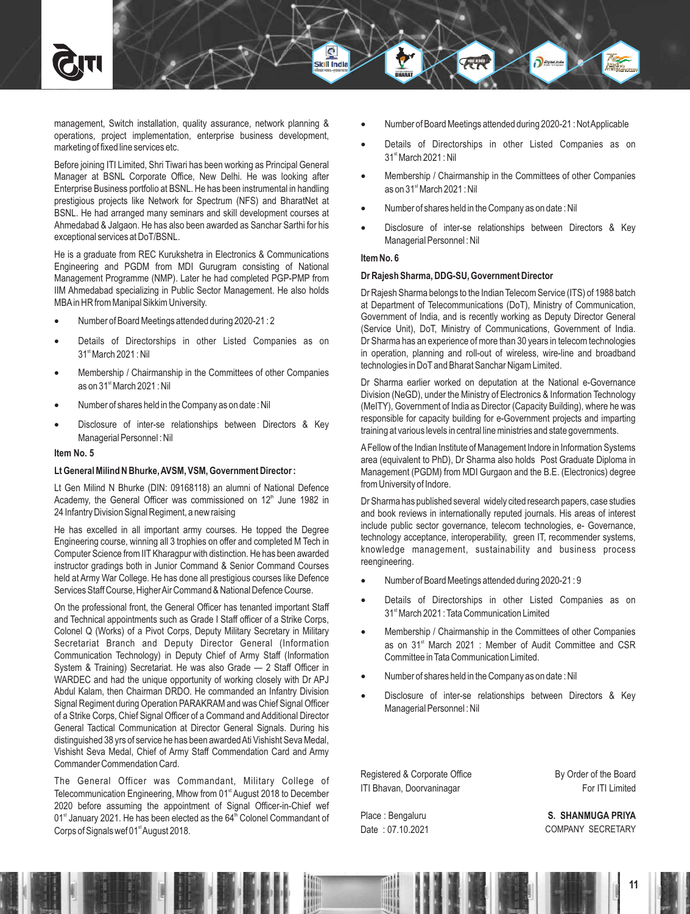management, Switch installation, quality assurance, network planning & operations, project implementation, enterprise business development, marketing of fixed line services etc.

Before joining ITI Limited, Shri Tiwari has been working as Principal General Manager at BSNL Corporate Office, New Delhi. He was looking after Enterprise Business portfolio at BSNL. He has been instrumental in handling prestigious projects like Network for Spectrum (NFS) and BharatNet at BSNL. He had arranged many seminars and skill development courses at Ahmedabad & Jalgaon. He has also been awarded as Sanchar Sarthi for his exceptional services at DoT/BSNL.

He is a graduate from REC Kurukshetra in Electronics & Communications Engineering and PGDM from MDI Gurugram consisting of National Management Programme (NMP). Later he had completed PGP-PMP from IIM Ahmedabad specializing in Public Sector Management. He also holds MBA in HR from Manipal Sikkim University.

- Number of Board Meetings attended during 2020-21 : 2
- Details of Directorships in other Listed Companies as on 31st March 2021 : Nil
- Membership / Chairmanship in the Committees of other Companies as on 31st March 2021 : Nil
- Number of shares held in the Company as on date : Nil
- Disclosure of inter-se relationships between Directors & Key Managerial Personnel : Nil

**Item No. 5**

**Lt General Milind N Bhurke, AVSM, VSM, Government Director :**

Lt Gen Milind N Bhurke (DIN: 09168118) an alumni of National Defence Academy, the General Officer was commissioned on 12th June 1982 in 24 Infantry Division Signal Regiment, a new raising

He has excelled in all important army courses. He topped the Degree Engineering course, winning all 3 trophies on offer and completed M Tech in Computer Science from IIT Kharagpur with distinction. He has been awarded instructor gradings both in Junior Command & Senior Command Courses held at Army War College. He has done all prestigious courses like Defence Services Staff Course, Higher Air Command & National Defence Course.

On the professional front, the General Officer has tenanted important Staff and Technical appointments such as Grade I Staff officer of a Strike Corps, Colonel Q (Works) of a Pivot Corps, Deputy Military Secretary in Military Secretariat Branch and Deputy Director General (Information Communication Technology) in Deputy Chief of Army Staff (Information System & Training) Secretariat. He was also Grade — 2 Staff Officer in WARDEC and had the unique opportunity of working closely with Dr APJ Abdul Kalam, then Chairman DRDO. He commanded an Infantry Division Signal Regiment during Operation PARAKRAM and was Chief Signal Officer of a Strike Corps, Chief Signal Officer of a Command and Additional Director General Tactical Communication at Director General Signals. During his distinguished 38 yrs of service he has been awarded Ati Vishisht Seva Medal, Vishisht Seva Medal, Chief of Army Staff Commendation Card and Army Commander Commendation Card.

The General Officer was Commandant, Military College of Telecommunication Engineering, Mhow from 01st August 2018 to December 2020 before assuming the appointment of Signal Officer-in-Chief wef 01st January 2021. He has been elected as the 64th Colonel Commandant of Corps of Signals wef 01st August 2018.

- Number of Board Meetings attended during 2020-21 : Not Applicable
- Details of Directorships in other Listed Companies as on 31st March 2021 : Nil
- Membership / Chairmanship in the Committees of other Companies as on 31st March 2021 : Nil
- Number of shares held in the Company as on date : Nil
- Disclosure of inter-se relationships between Directors & Key Managerial Personnel : Nil

**Item No. 6**

**Dr Rajesh Sharma, DDG-SU, Government Director**

Dr Rajesh Sharma belongs to the Indian Telecom Service (ITS) of 1988 batch at Department of Telecommunications (DoT), Ministry of Communication, Government of India, and is recently working as Deputy Director General (Service Unit), DoT, Ministry of Communications, Government of India. Dr Sharma has an experience of more than 30 years in telecom technologies in operation, planning and roll-out of wireless, wire-line and broadband technologies in DoT and Bharat Sanchar Nigam Limited.

Dr Sharma earlier worked on deputation at the National e-Governance Division (NeGD), under the Ministry of Electronics & Information Technology (MeITY), Government of India as Director (Capacity Building), where he was responsible for capacity building for e-Government projects and imparting training at various levels in central line ministries and state governments.

A Fellow of the Indian Institute of Management Indore in Information Systems area (equivalent to PhD), Dr Sharma also holds Post Graduate Diploma in Management (PGDM) from MDI Gurgaon and the B.E. (Electronics) degree from University of Indore.

Dr Sharma has published several widely cited research papers, case studies and book reviews in internationally reputed journals. His areas of interest include public sector governance, telecom technologies, e- Governance, technology acceptance, interoperability, green IT, recommender systems, knowledge management, sustainability and business process reengineering.

- Number of Board Meetings attended during 2020-21 : 9
- Details of Directorships in other Listed Companies as on 31st March 2021 : Tata Communication Limited
- Membership / Chairmanship in the Committees of other Companies as on 31st March 2021 : Member of Audit Committee and CSR Committee in Tata Communication Limited.
- Number of shares held in the Company as on date : Nil
- Disclosure of inter-se relationships between Directors & Key Managerial Personnel : Nil

Registered & Corporate Office
ITI Bhavan, Doorvaninagar

Place : Bengaluru
Date : 07.10.2021

By Order of the Board
For ITI Limited

**S. SHANMUGA PRIYA**
COMPANY SECRETARY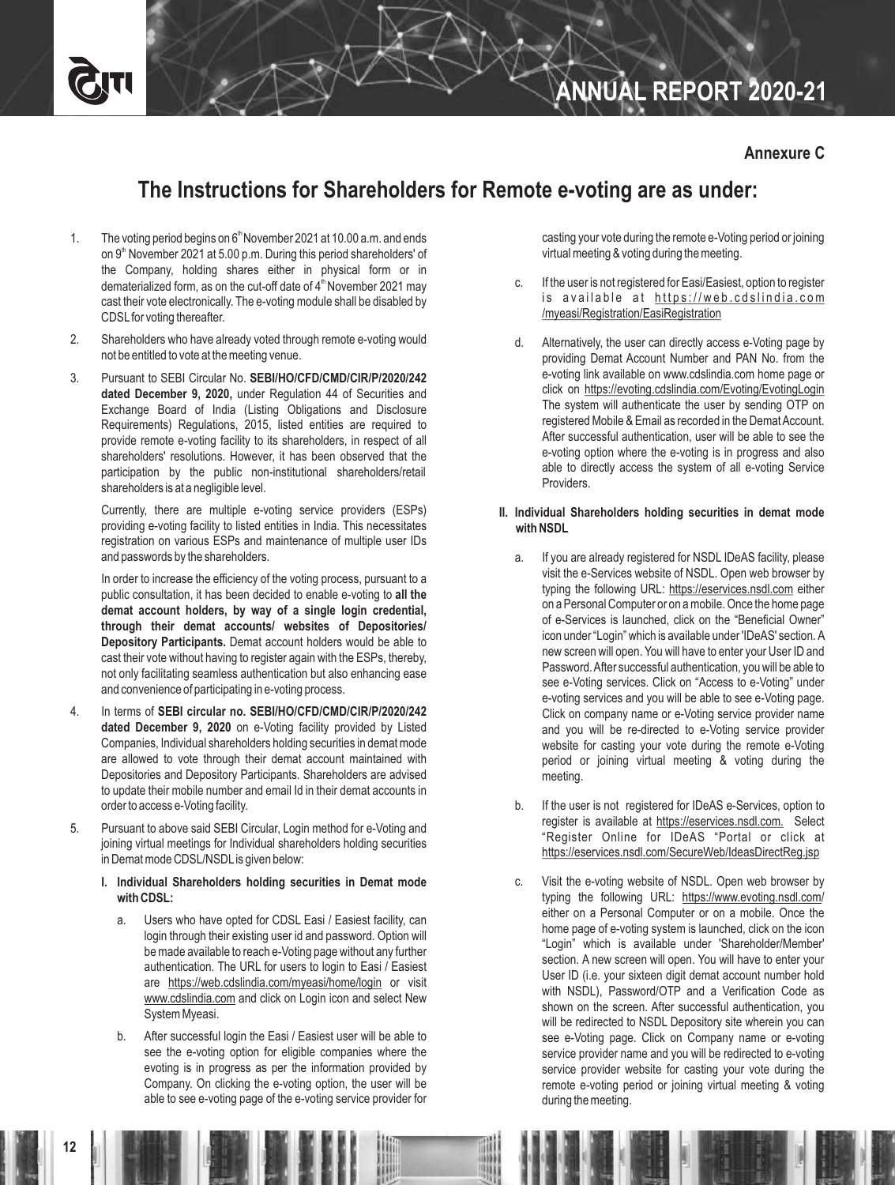**Annexure C**

# The Instructions for Shareholders for Remote e-voting are as under:

1. The voting period begins on 6th November 2021 at 10.00 a.m. and ends on 9th November 2021 at 5.00 p.m. During this period shareholders' of the Company, holding shares either in physical form or in dematerialized form, as on the cut-off date of 4th November 2021 may cast their vote electronically. The e-voting module shall be disabled by CDSL for voting thereafter.

2. Shareholders who have already voted through remote e-voting would not be entitled to vote at the meeting venue.

3. Pursuant to SEBI Circular No. **SEBI/HO/CFD/CMD/CIR/P/2020/242 dated December 9, 2020,** under Regulation 44 of Securities and Exchange Board of India (Listing Obligations and Disclosure Requirements) Regulations, 2015, listed entities are required to provide remote e-voting facility to its shareholders, in respect of all shareholders' resolutions. However, it has been observed that the participation by the public non-institutional shareholders/retail shareholders is at a negligible level.

   Currently, there are multiple e-voting service providers (ESPs) providing e-voting facility to listed entities in India. This necessitates registration on various ESPs and maintenance of multiple user IDs and passwords by the shareholders.

   In order to increase the efficiency of the voting process, pursuant to a public consultation, it has been decided to enable e-voting to **all the demat account holders, by way of a single login credential, through their demat accounts/ websites of Depositories/ Depository Participants.** Demat account holders would be able to cast their vote without having to register again with the ESPs, thereby, not only facilitating seamless authentication but also enhancing ease and convenience of participating in e-voting process.

4. In terms of **SEBI circular no. SEBI/HO/CFD/CMD/CIR/P/2020/242 dated December 9, 2020** on e-Voting facility provided by Listed Companies, Individual shareholders holding securities in demat mode are allowed to vote through their demat account maintained with Depositories and Depository Participants. Shareholders are advised to update their mobile number and email Id in their demat accounts in order to access e-Voting facility.

5. Pursuant to above said SEBI Circular, Login method for e-Voting and joining virtual meetings for Individual shareholders holding securities in Demat mode CDSL/NSDL is given below:

   **I. Individual Shareholders holding securities in Demat mode with CDSL:**

   a. Users who have opted for CDSL Easi / Easiest facility, can login through their existing user id and password. Option will be made available to reach e-Voting page without any further authentication. The URL for users to login to Easi / Easiest are https://web.cdslindia.com/myeasi/home/login or visit www.cdslindia.com and click on Login icon and select New System Myeasi.

   b. After successful login the Easi / Easiest user will be able to see the e-voting option for eligible companies where the evoting is in progress as per the information provided by Company. On clicking the e-voting option, the user will be able to see e-voting page of the e-voting service provider for casting your vote during the remote e-Voting period or joining virtual meeting & voting during the meeting.

   c. If the user is not registered for Easi/Easiest, option to register is available at https://web.cdslindia.com/myeasi/Registration/EasiRegistration

   d. Alternatively, the user can directly access e-Voting page by providing Demat Account Number and PAN No. from the e-voting link available on www.cdslindia.com home page or click on https://evoting.cdslindia.com/Evoting/EvotingLogin The system will authenticate the user by sending OTP on registered Mobile & Email as recorded in the Demat Account. After successful authentication, user will be able to see the e-voting option where the e-voting is in progress and also able to directly access the system of all e-voting Service Providers.

   **II. Individual Shareholders holding securities in demat mode with NSDL**

   a. If you are already registered for NSDL IDeAS facility, please visit the e-Services website of NSDL. Open web browser by typing the following URL: https://eservices.nsdl.com either on a Personal Computer or on a mobile. Once the home page of e-Services is launched, click on the "Beneficial Owner" icon under "Login" which is available under 'IDeAS' section. A new screen will open. You will have to enter your User ID and Password. After successful authentication, you will be able to see e-Voting services. Click on "Access to e-Voting" under e-voting services and you will be able to see e-Voting page. Click on company name or e-Voting service provider name and you will be re-directed to e-Voting service provider website for casting your vote during the remote e-Voting period or joining virtual meeting & voting during the meeting.

   b. If the user is not registered for IDeAS e-Services, option to register is available at https://eservices.nsdl.com. Select "Register Online for IDeAS "Portal or click at https://eservices.nsdl.com/SecureWeb/IdeasDirectReg.jsp

   c. Visit the e-voting website of NSDL. Open web browser by typing the following URL: https://www.evoting.nsdl.com/ either on a Personal Computer or on a mobile. Once the home page of e-voting system is launched, click on the icon "Login" which is available under 'Shareholder/Member' section. A new screen will open. You will have to enter your User ID (i.e. your sixteen digit demat account number hold with NSDL), Password/OTP and a Verification Code as shown on the screen. After successful authentication, you will be redirected to NSDL Depository site wherein you can see e-Voting page. Click on Company name or e-voting service provider name and you will be redirected to e-voting service provider website for casting your vote during the remote e-voting period or joining virtual meeting & voting during the meeting.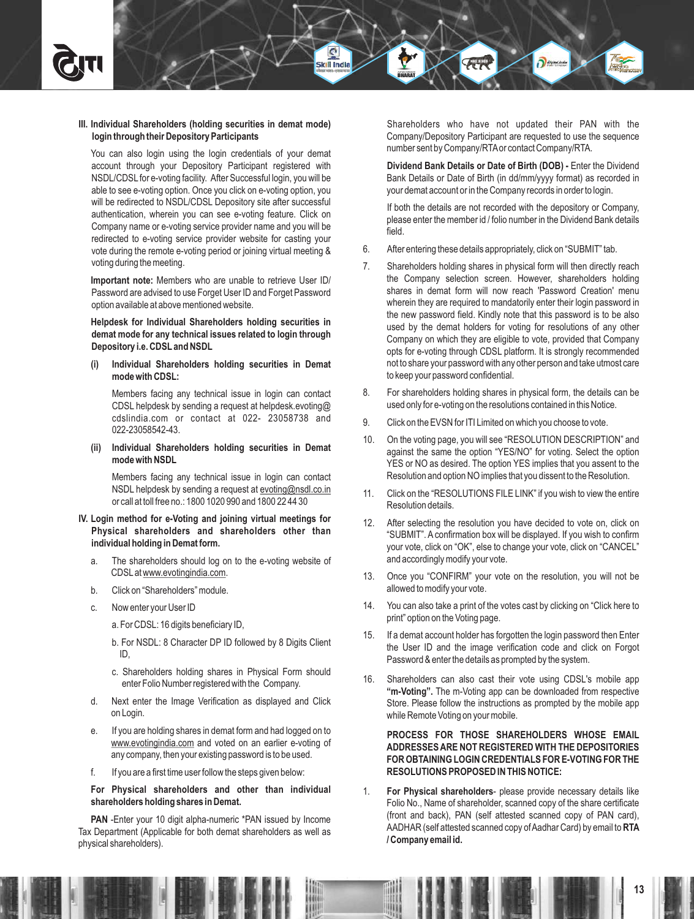**III. Individual Shareholders (holding securities in demat mode) login through their Depository Participants**

You can also login using the login credentials of your demat account through your Depository Participant registered with NSDL/CDSL for e-voting facility. After Successful login, you will be able to see e-voting option. Once you click on e-voting option, you will be redirected to NSDL/CDSL Depository site after successful authentication, wherein you can see e-voting feature. Click on Company name or e-voting service provider name and you will be redirected to e-voting service provider website for casting your vote during the remote e-voting period or joining virtual meeting & voting during the meeting.

**Important note:** Members who are unable to retrieve User ID/ Password are advised to use Forget User ID and Forget Password option available at above mentioned website.

**Helpdesk for Individual Shareholders holding securities in demat mode for any technical issues related to login through Depository i.e. CDSL and NSDL**

**(i) Individual Shareholders holding securities in Demat mode with CDSL:**

Members facing any technical issue in login can contact CDSL helpdesk by sending a request at helpdesk.evoting@cdslindia.com or contact at 022- 23058738 and 022-23058542-43.

**(ii) Individual Shareholders holding securities in Demat mode with NSDL**

Members facing any technical issue in login can contact NSDL helpdesk by sending a request at evoting@nsdl.co.in or call at toll free no.: 1800 1020 990 and 1800 22 44 30

**IV. Login method for e-Voting and joining virtual meetings for Physical shareholders and shareholders other than individual holding in Demat form.**

a. The shareholders should log on to the e-voting website of CDSL at www.evotingindia.com.

b. Click on "Shareholders" module.

c. Now enter your User ID

a. For CDSL: 16 digits beneficiary ID,

b. For NSDL: 8 Character DP ID followed by 8 Digits Client ID,

c. Shareholders holding shares in Physical Form should enter Folio Number registered with the Company.

d. Next enter the Image Verification as displayed and Click on Login.

e. If you are holding shares in demat form and had logged on to www.evotingindia.com and voted on an earlier e-voting of any company, then your existing password is to be used.

f. If you are a first time user follow the steps given below:

**For Physical shareholders and other than individual shareholders holding shares in Demat.**

**PAN** -Enter your 10 digit alpha-numeric *PAN issued by Income Tax Department (Applicable for both demat shareholders as well as physical shareholders).

Shareholders who have not updated their PAN with the Company/Depository Participant are requested to use the sequence number sent by Company/RTA or contact Company/RTA.

**Dividend Bank Details or Date of Birth (DOB) -** Enter the Dividend Bank Details or Date of Birth (in dd/mm/yyyy format) as recorded in your demat account or in the Company records in order to login.

If both the details are not recorded with the depository or Company, please enter the member id / folio number in the Dividend Bank details field.

6. After entering these details appropriately, click on "SUBMIT" tab.

7. Shareholders holding shares in physical form will then directly reach the Company selection screen. However, shareholders holding shares in demat form will now reach 'Password Creation' menu wherein they are required to mandatorily enter their login password in the new password field. Kindly note that this password is to be also used by the demat holders for voting for resolutions of any other Company on which they are eligible to vote, provided that Company opts for e-voting through CDSL platform. It is strongly recommended not to share your password with any other person and take utmost care to keep your password confidential.

8. For shareholders holding shares in physical form, the details can be used only for e-voting on the resolutions contained in this Notice.

9. Click on the EVSN for ITI Limited on which you choose to vote.

10. On the voting page, you will see "RESOLUTION DESCRIPTION" and against the same the option "YES/NO" for voting. Select the option YES or NO as desired. The option YES implies that you assent to the Resolution and option NO implies that you dissent to the Resolution.

11. Click on the "RESOLUTIONS FILE LINK" if you wish to view the entire Resolution details.

12. After selecting the resolution you have decided to vote on, click on "SUBMIT". A confirmation box will be displayed. If you wish to confirm your vote, click on "OK", else to change your vote, click on "CANCEL" and accordingly modify your vote.

13. Once you "CONFIRM" your vote on the resolution, you will not be allowed to modify your vote.

14. You can also take a print of the votes cast by clicking on "Click here to print" option on the Voting page.

15. If a demat account holder has forgotten the login password then Enter the User ID and the image verification code and click on Forgot Password & enter the details as prompted by the system.

16. Shareholders can also cast their vote using CDSL's mobile app **"m-Voting".** The m-Voting app can be downloaded from respective Store. Please follow the instructions as prompted by the mobile app while Remote Voting on your mobile.

**PROCESS FOR THOSE SHAREHOLDERS WHOSE EMAIL ADDRESSES ARE NOT REGISTERED WITH THE DEPOSITORIES FOR OBTAINING LOGIN CREDENTIALS FOR E-VOTING FOR THE RESOLUTIONS PROPOSED IN THIS NOTICE:**

1. **For Physical shareholders**- please provide necessary details like Folio No., Name of shareholder, scanned copy of the share certificate (front and back), PAN (self attested scanned copy of PAN card), AADHAR (self attested scanned copy of Aadhar Card) by email to **RTA / Company email id.**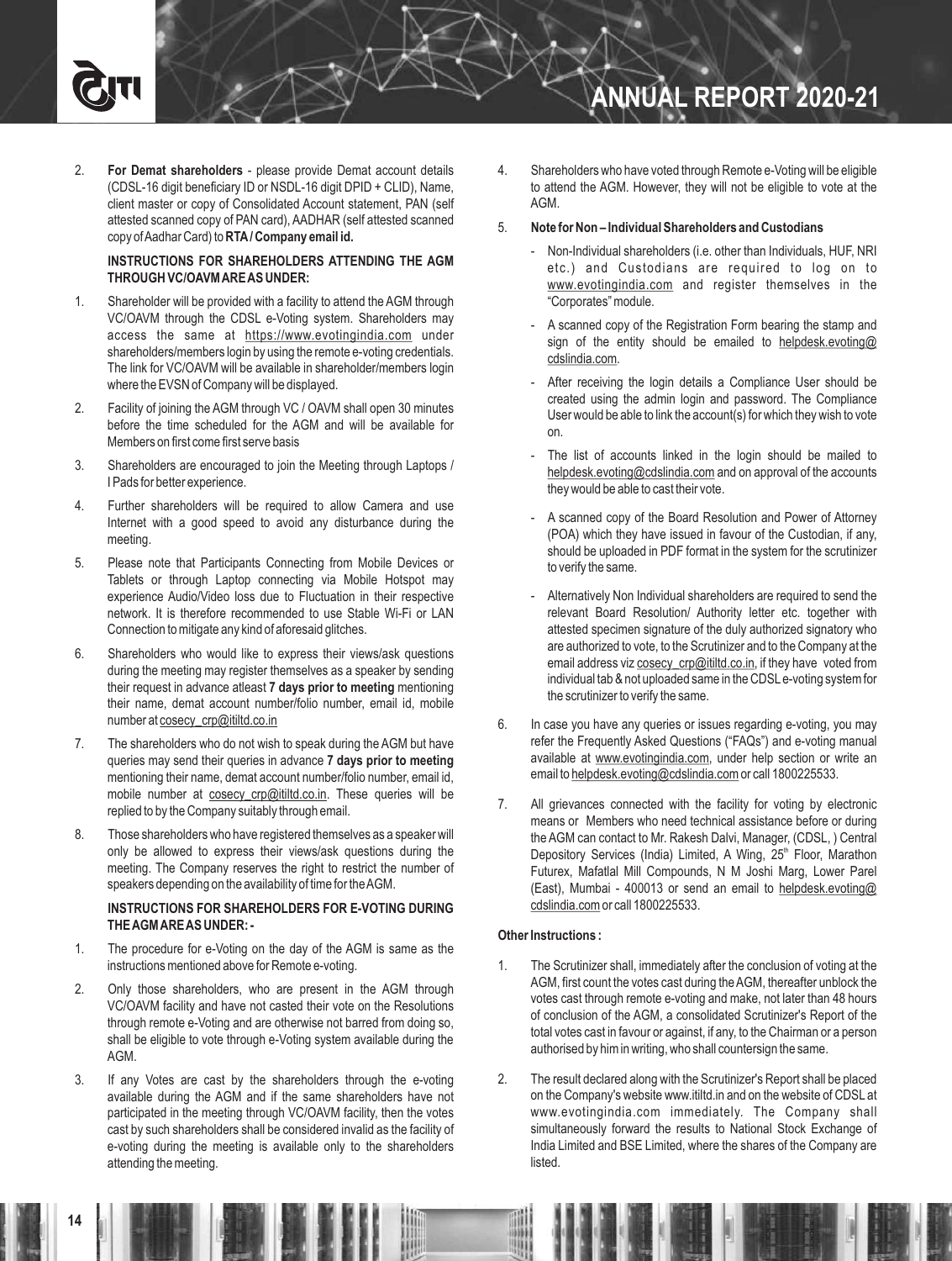2. **For Demat shareholders** - please provide Demat account details (CDSL-16 digit beneficiary ID or NSDL-16 digit DPID + CLID), Name, client master or copy of Consolidated Account statement, PAN (self attested scanned copy of PAN card), AADHAR (self attested scanned copy of Aadhar Card) to **RTA / Company email id.**

**INSTRUCTIONS FOR SHAREHOLDERS ATTENDING THE AGM THROUGH VC/OAVM ARE AS UNDER:**

1. Shareholder will be provided with a facility to attend the AGM through VC/OAVM through the CDSL e-Voting system. Shareholders may access the same at https://www.evotingindia.com under shareholders/members login by using the remote e-voting credentials. The link for VC/OAVM will be available in shareholder/members login where the EVSN of Company will be displayed.
2. Facility of joining the AGM through VC / OAVM shall open 30 minutes before the time scheduled for the AGM and will be available for Members on first come first serve basis
3. Shareholders are encouraged to join the Meeting through Laptops / I Pads for better experience.
4. Further shareholders will be required to allow Camera and use Internet with a good speed to avoid any disturbance during the meeting.
5. Please note that Participants Connecting from Mobile Devices or Tablets or through Laptop connecting via Mobile Hotspot may experience Audio/Video loss due to Fluctuation in their respective network. It is therefore recommended to use Stable Wi-Fi or LAN Connection to mitigate any kind of aforesaid glitches.
6. Shareholders who would like to express their views/ask questions during the meeting may register themselves as a speaker by sending their request in advance atleast **7 days prior to meeting** mentioning their name, demat account number/folio number, email id, mobile number at cosecy_crp@itiltd.co.in
7. The shareholders who do not wish to speak during the AGM but have queries may send their queries in advance **7 days prior to meeting** mentioning their name, demat account number/folio number, email id, mobile number at cosecy_crp@itiltd.co.in. These queries will be replied to by the Company suitably through email.
8. Those shareholders who have registered themselves as a speaker will only be allowed to express their views/ask questions during the meeting. The Company reserves the right to restrict the number of speakers depending on the availability of time for the AGM.

**INSTRUCTIONS FOR SHAREHOLDERS FOR E-VOTING DURING THE AGM ARE AS UNDER: -**

1. The procedure for e-Voting on the day of the AGM is same as the instructions mentioned above for Remote e-voting.
2. Only those shareholders, who are present in the AGM through VC/OAVM facility and have not casted their vote on the Resolutions through remote e-Voting and are otherwise not barred from doing so, shall be eligible to vote through e-Voting system available during the AGM.
3. If any Votes are cast by the shareholders through the e-voting available during the AGM and if the same shareholders have not participated in the meeting through VC/OAVM facility, then the votes cast by such shareholders shall be considered invalid as the facility of e-voting during the meeting is available only to the shareholders attending the meeting.
4. Shareholders who have voted through Remote e-Voting will be eligible to attend the AGM. However, they will not be eligible to vote at the AGM.
5. **Note for Non – Individual Shareholders and Custodians**
   - Non-Individual shareholders (i.e. other than Individuals, HUF, NRI etc.) and Custodians are required to log on to www.evotingindia.com and register themselves in the "Corporates" module.
   - A scanned copy of the Registration Form bearing the stamp and sign of the entity should be emailed to helpdesk.evoting@cdslindia.com.
   - After receiving the login details a Compliance User should be created using the admin login and password. The Compliance User would be able to link the account(s) for which they wish to vote on.
   - The list of accounts linked in the login should be mailed to helpdesk.evoting@cdslindia.com and on approval of the accounts they would be able to cast their vote.
   - A scanned copy of the Board Resolution and Power of Attorney (POA) which they have issued in favour of the Custodian, if any, should be uploaded in PDF format in the system for the scrutinizer to verify the same.
   - Alternatively Non Individual shareholders are required to send the relevant Board Resolution/ Authority letter etc. together with attested specimen signature of the duly authorized signatory who are authorized to vote, to the Scrutinizer and to the Company at the email address viz cosecy_crp@itiltd.co.in, if they have voted from individual tab & not uploaded same in the CDSL e-voting system for the scrutinizer to verify the same.
6. In case you have any queries or issues regarding e-voting, you may refer the Frequently Asked Questions ("FAQs") and e-voting manual available at www.evotingindia.com, under help section or write an email to helpdesk.evoting@cdslindia.com or call 1800225533.
7. All grievances connected with the facility for voting by electronic means or Members who need technical assistance before or during the AGM can contact to Mr. Rakesh Dalvi, Manager, (CDSL, ) Central Depository Services (India) Limited, A Wing, 25th Floor, Marathon Futurex, Mafatlal Mill Compounds, N M Joshi Marg, Lower Parel (East), Mumbai - 400013 or send an email to helpdesk.evoting@cdslindia.com or call 1800225533.

**Other Instructions :**

1. The Scrutinizer shall, immediately after the conclusion of voting at the AGM, first count the votes cast during the AGM, thereafter unblock the votes cast through remote e-voting and make, not later than 48 hours of conclusion of the AGM, a consolidated Scrutinizer's Report of the total votes cast in favour or against, if any, to the Chairman or a person authorised by him in writing, who shall countersign the same.
2. The result declared along with the Scrutinizer's Report shall be placed on the Company's website www.itiltd.in and on the website of CDSL at www.evotingindia.com immediately. The Company shall simultaneously forward the results to National Stock Exchange of India Limited and BSE Limited, where the shares of the Company are listed.